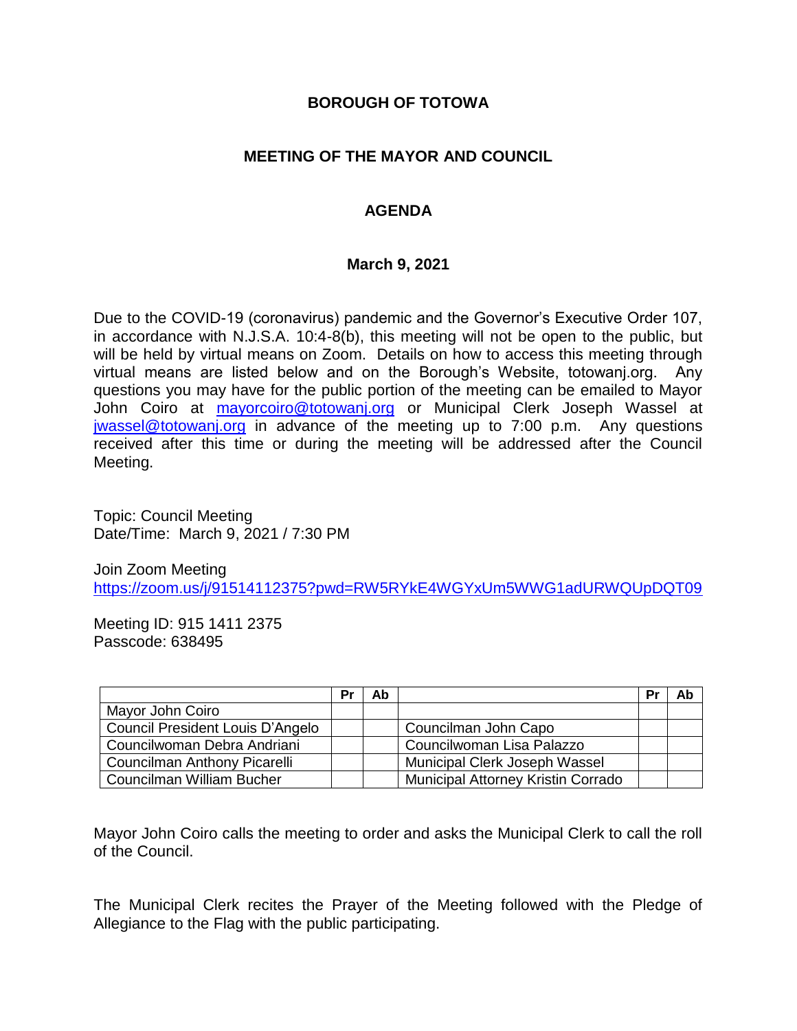**BOROUGH OF TOTOWA**

**MEETING OF THE MAYOR AND COUNCIL**

**AGENDA**

**March 9, 2021**

Due to the COVID-19 (coronavirus) pandemic and the Governor's Executive Order 107, in accordance with N.J.S.A. 10:4-8(b), this meeting will not be open to the public, but will be held by virtual means on Zoom. Details on how to access this meeting through virtual means are listed below and on the Borough's Website, totowanj.org. Any questions you may have for the public portion of the meeting can be emailed to Mayor John Coiro at mayorcoiro@totowanj.org or Municipal Clerk Joseph Wassel at jwassel@totowanj.org in advance of the meeting up to 7:00 p.m. Any questions received after this time or during the meeting will be addressed after the Council Meeting.

Topic: Council Meeting
Date/Time: March 9, 2021 / 7:30 PM

Join Zoom Meeting
https://zoom.us/j/91514112375?pwd=RW5RYkE4WGYxUm5WWG1adURWQUpDQT09

Meeting ID: 915 1411 2375
Passcode: 638495

| | Pr | Ab | | Pr | Ab |
|---|---|---|---|---|---|
| Mayor John Coiro | | | | | |
| Council President Louis D'Angelo | | | Councilman John Capo | | |
| Councilwoman Debra Andriani | | | Councilwoman Lisa Palazzo | | |
| Councilman Anthony Picarelli | | | Municipal Clerk Joseph Wassel | | |
| Councilman William Bucher | | | Municipal Attorney Kristin Corrado | | |

Mayor John Coiro calls the meeting to order and asks the Municipal Clerk to call the roll of the Council.

The Municipal Clerk recites the Prayer of the Meeting followed with the Pledge of Allegiance to the Flag with the public participating.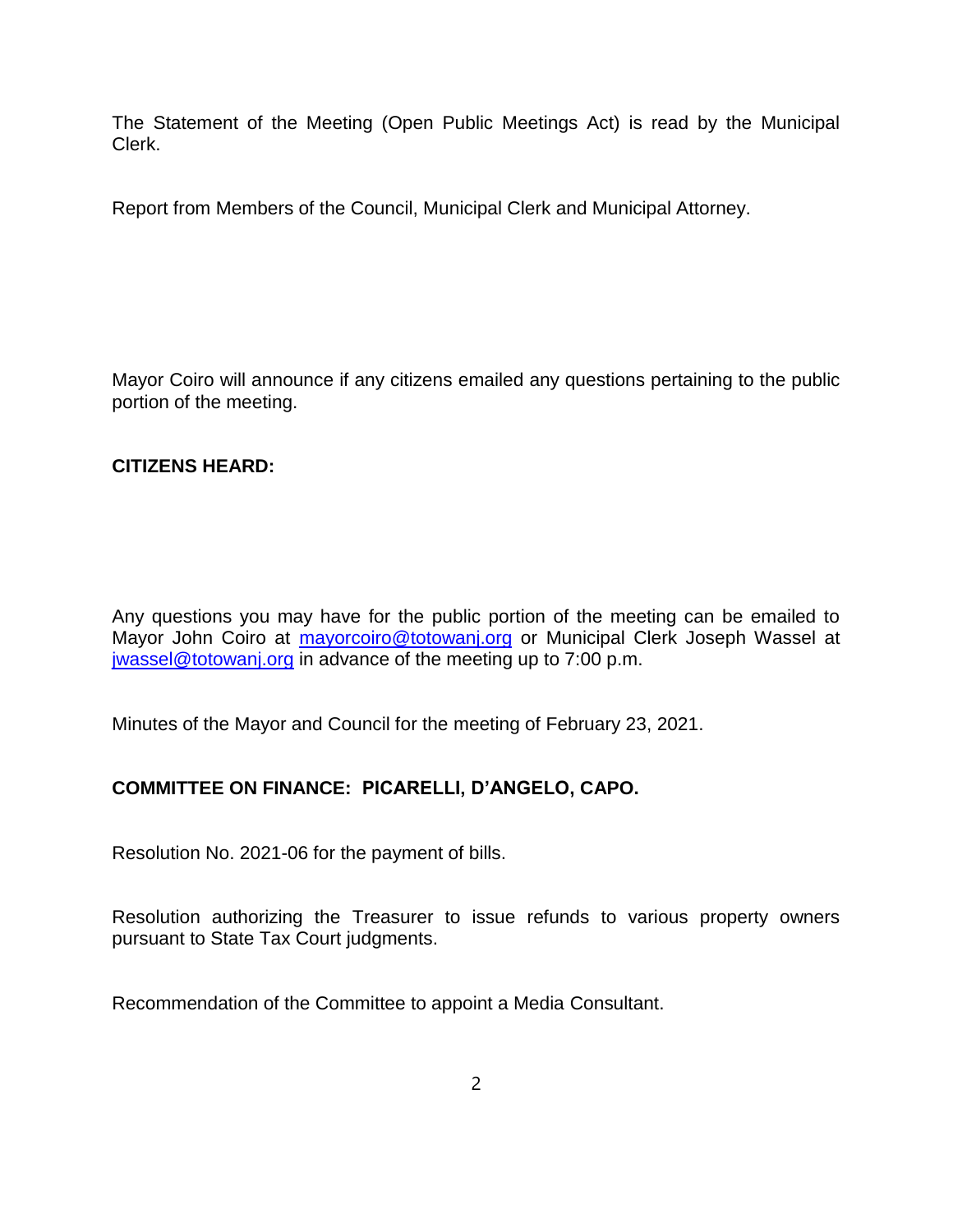The Statement of the Meeting (Open Public Meetings Act) is read by the Municipal Clerk.

Report from Members of the Council, Municipal Clerk and Municipal Attorney.

Mayor Coiro will announce if any citizens emailed any questions pertaining to the public portion of the meeting.

**CITIZENS HEARD:**

Any questions you may have for the public portion of the meeting can be emailed to Mayor John Coiro at mayorcoiro@totowanj.org or Municipal Clerk Joseph Wassel at jwassel@totowanj.org in advance of the meeting up to 7:00 p.m.

Minutes of the Mayor and Council for the meeting of February 23, 2021.

**COMMITTEE ON FINANCE: PICARELLI, D'ANGELO, CAPO.**

Resolution No. 2021-06 for the payment of bills.

Resolution authorizing the Treasurer to issue refunds to various property owners pursuant to State Tax Court judgments.

Recommendation of the Committee to appoint a Media Consultant.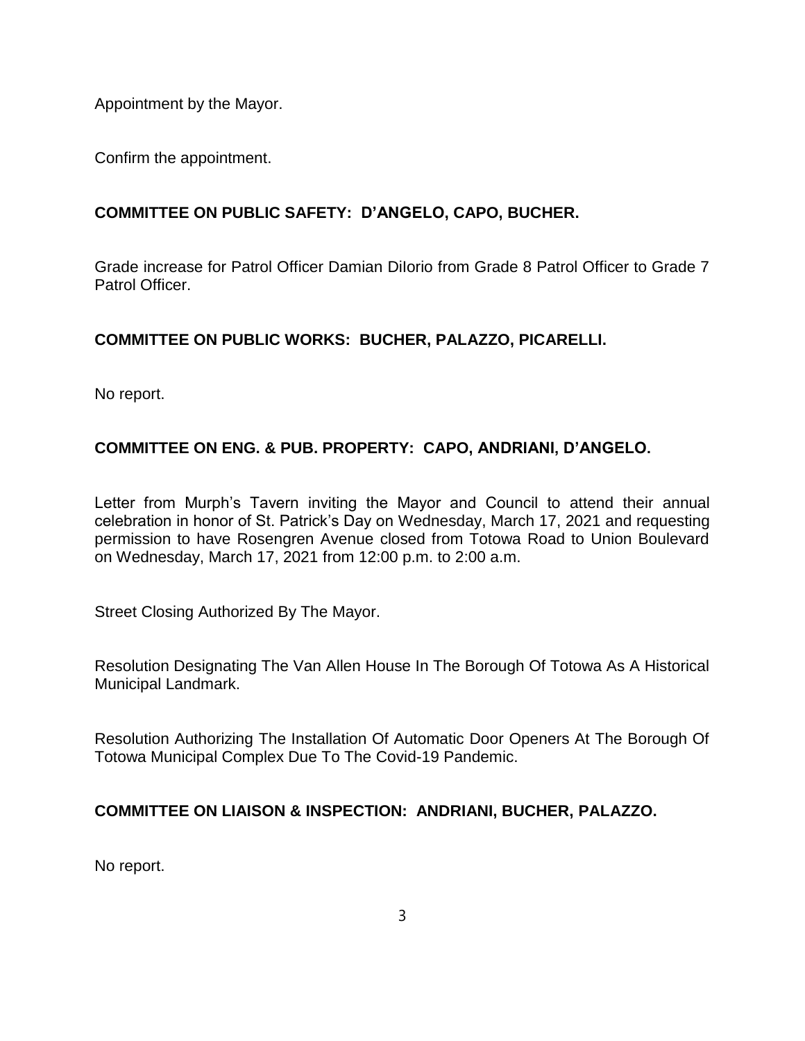Appointment by the Mayor.

Confirm the appointment.

**COMMITTEE ON PUBLIC SAFETY: D'ANGELO, CAPO, BUCHER.**

Grade increase for Patrol Officer Damian DiIorio from Grade 8 Patrol Officer to Grade 7 Patrol Officer.

**COMMITTEE ON PUBLIC WORKS: BUCHER, PALAZZO, PICARELLI.**

No report.

**COMMITTEE ON ENG. & PUB. PROPERTY: CAPO, ANDRIANI, D'ANGELO.**

Letter from Murph's Tavern inviting the Mayor and Council to attend their annual celebration in honor of St. Patrick's Day on Wednesday, March 17, 2021 and requesting permission to have Rosengren Avenue closed from Totowa Road to Union Boulevard on Wednesday, March 17, 2021 from 12:00 p.m. to 2:00 a.m.

Street Closing Authorized By The Mayor.

Resolution Designating The Van Allen House In The Borough Of Totowa As A Historical Municipal Landmark.

Resolution Authorizing The Installation Of Automatic Door Openers At The Borough Of Totowa Municipal Complex Due To The Covid-19 Pandemic.

**COMMITTEE ON LIAISON & INSPECTION: ANDRIANI, BUCHER, PALAZZO.**

No report.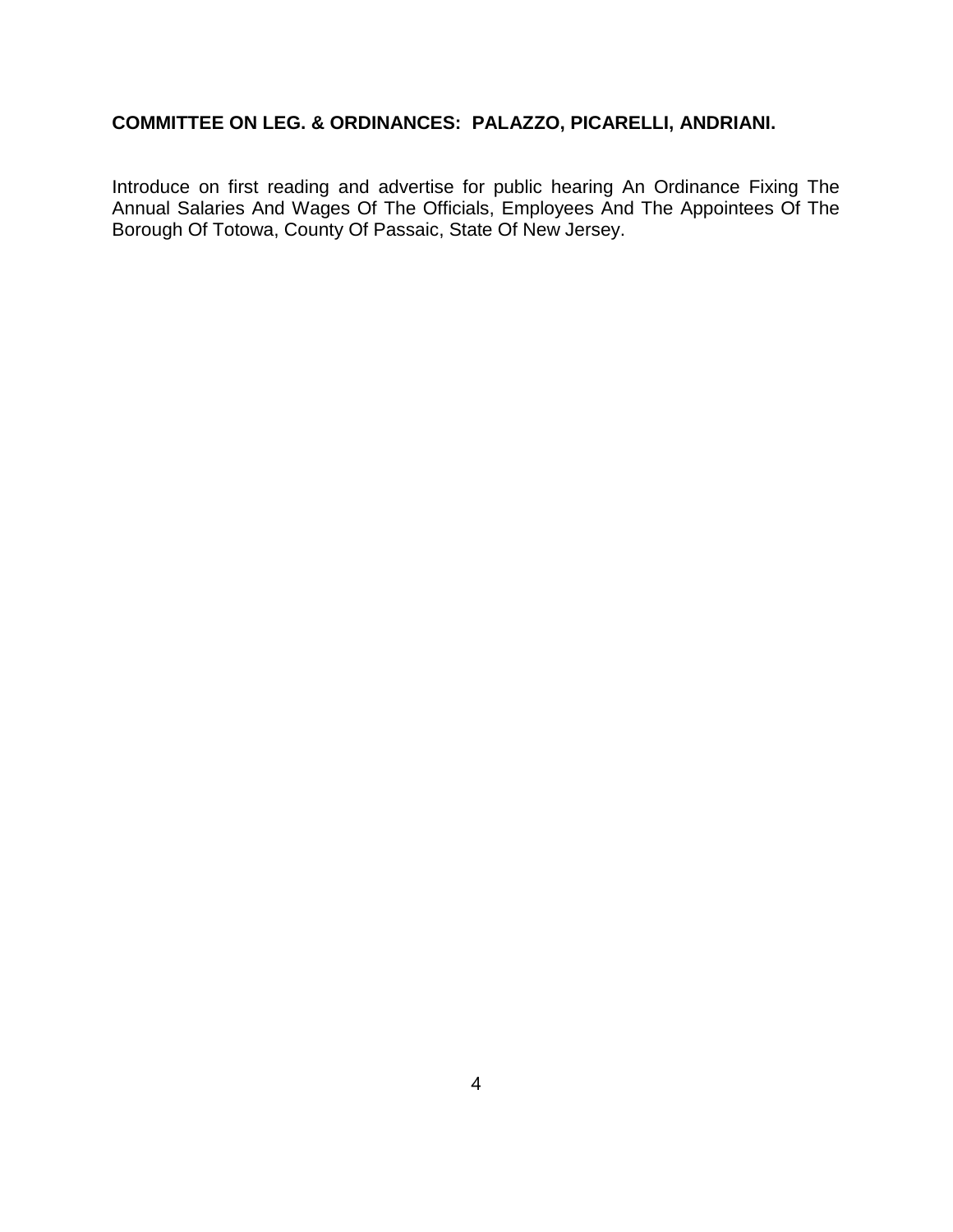**COMMITTEE ON LEG. & ORDINANCES: PALAZZO, PICARELLI, ANDRIANI.**

Introduce on first reading and advertise for public hearing An Ordinance Fixing The Annual Salaries And Wages Of The Officials, Employees And The Appointees Of The Borough Of Totowa, County Of Passaic, State Of New Jersey.